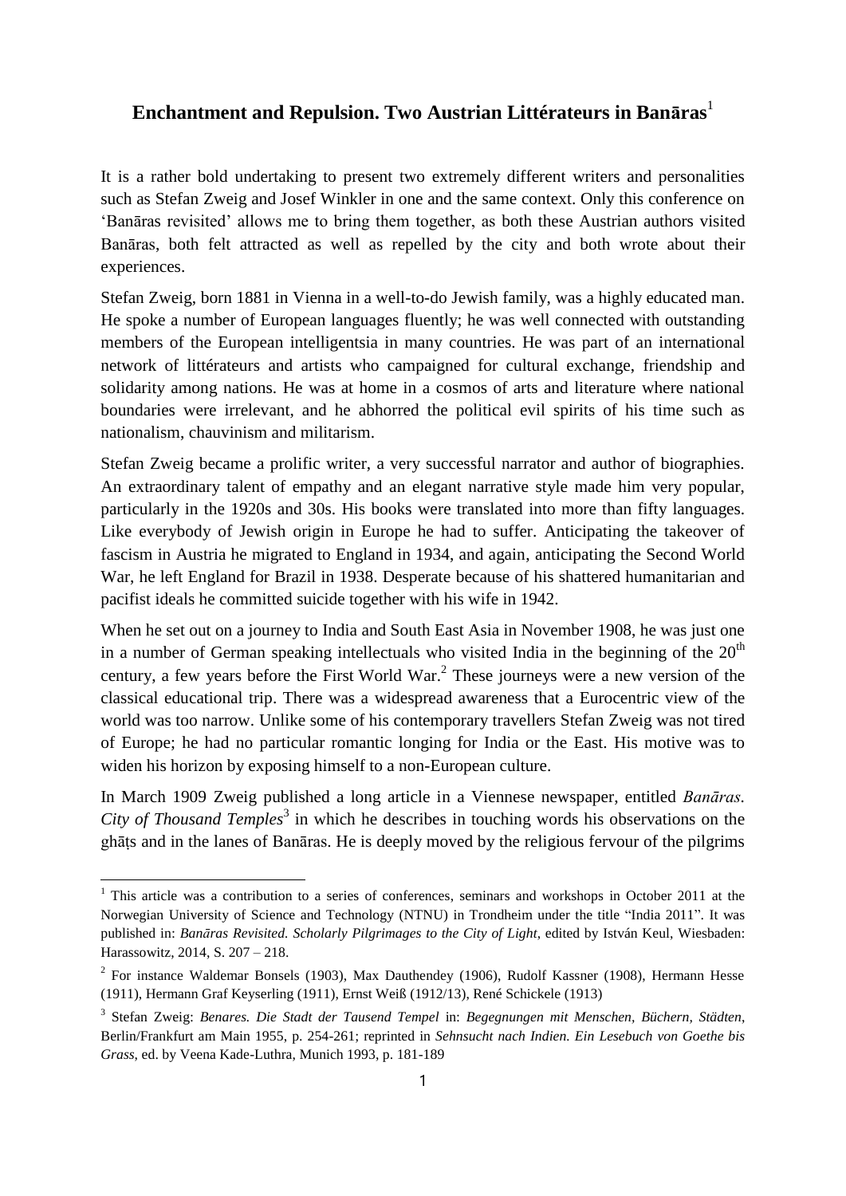# Enchantment and Repulsion. Two Austrian Littérateurs in Banāras[1]

It is a rather bold undertaking to present two extremely different writers and personalities such as Stefan Zweig and Josef Winkler in one and the same context. Only this conference on 'Banāras revisited' allows me to bring them together, as both these Austrian authors visited Banāras, both felt attracted as well as repelled by the city and both wrote about their experiences.

Stefan Zweig, born 1881 in Vienna in a well-to-do Jewish family, was a highly educated man. He spoke a number of European languages fluently; he was well connected with outstanding members of the European intelligentsia in many countries. He was part of an international network of littérateurs and artists who campaigned for cultural exchange, friendship and solidarity among nations. He was at home in a cosmos of arts and literature where national boundaries were irrelevant, and he abhorred the political evil spirits of his time such as nationalism, chauvinism and militarism.

Stefan Zweig became a prolific writer, a very successful narrator and author of biographies. An extraordinary talent of empathy and an elegant narrative style made him very popular, particularly in the 1920s and 30s. His books were translated into more than fifty languages. Like everybody of Jewish origin in Europe he had to suffer. Anticipating the takeover of fascism in Austria he migrated to England in 1934, and again, anticipating the Second World War, he left England for Brazil in 1938. Desperate because of his shattered humanitarian and pacifist ideals he committed suicide together with his wife in 1942.

When he set out on a journey to India and South East Asia in November 1908, he was just one in a number of German speaking intellectuals who visited India in the beginning of the 20th century, a few years before the First World War.[2] These journeys were a new version of the classical educational trip. There was a widespread awareness that a Eurocentric view of the world was too narrow. Unlike some of his contemporary travellers Stefan Zweig was not tired of Europe; he had no particular romantic longing for India or the East. His motive was to widen his horizon by exposing himself to a non-European culture.

In March 1909 Zweig published a long article in a Viennese newspaper, entitled *Banāras. City of Thousand Temples*[3] in which he describes in touching words his observations on the ghāṭs and in the lanes of Banāras. He is deeply moved by the religious fervour of the pilgrims

---

[1] This article was a contribution to a series of conferences, seminars and workshops in October 2011 at the Norwegian University of Science and Technology (NTNU) in Trondheim under the title "India 2011". It was published in: *Banāras Revisited. Scholarly Pilgrimages to the City of Light*, edited by István Keul, Wiesbaden: Harassowitz, 2014, S. 207 – 218.

[2] For instance Waldemar Bonsels (1903), Max Dauthendey (1906), Rudolf Kassner (1908), Hermann Hesse (1911), Hermann Graf Keyserling (1911), Ernst Weiß (1912/13), René Schickele (1913)

[3] Stefan Zweig: *Benares. Die Stadt der Tausend Tempel* in: *Begegnungen mit Menschen, Büchern, Städten*, Berlin/Frankfurt am Main 1955, p. 254-261; reprinted in *Sehnsucht nach Indien. Ein Lesebuch von Goethe bis Grass*, ed. by Veena Kade-Luthra, Munich 1993, p. 181-189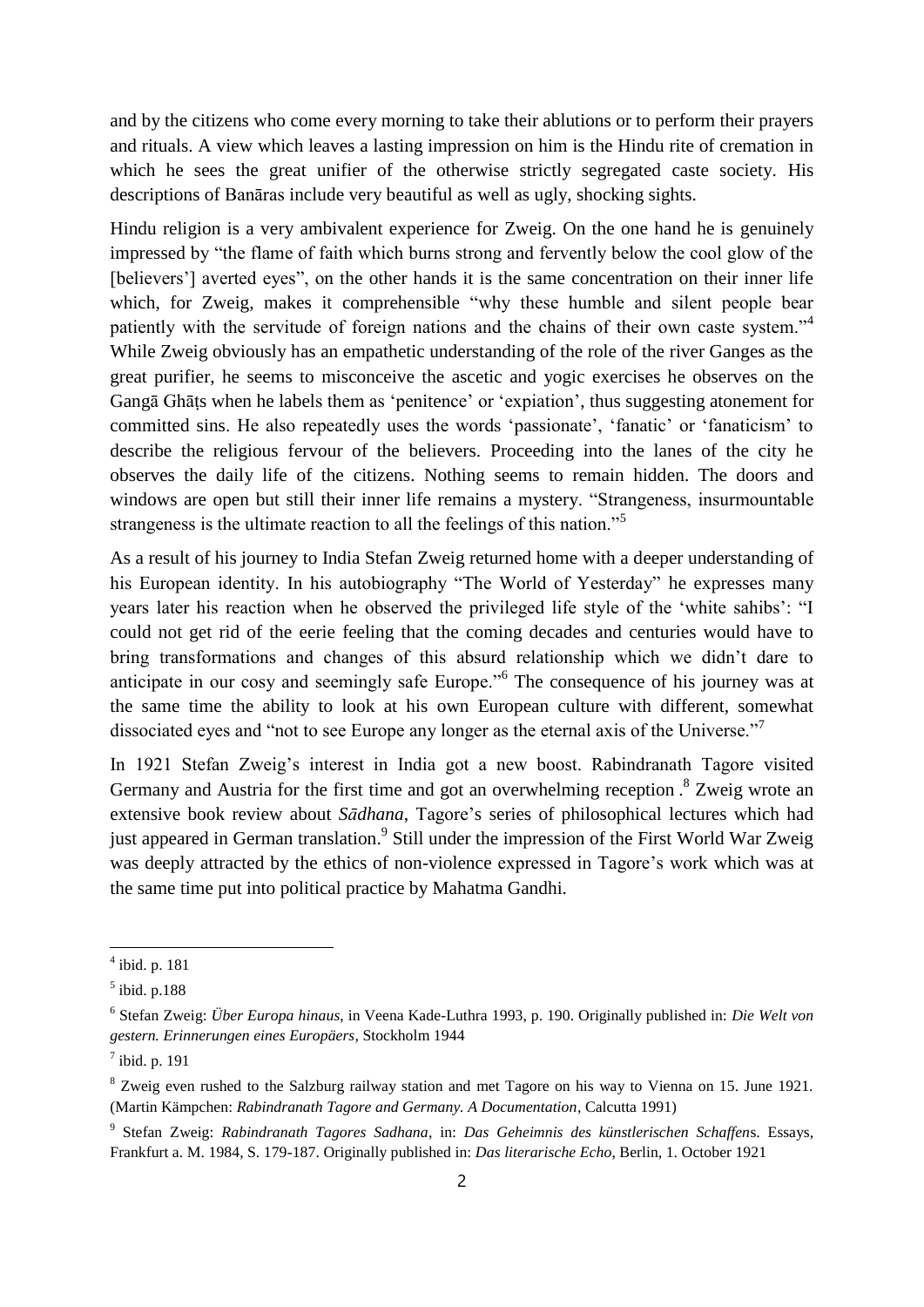and by the citizens who come every morning to take their ablutions or to perform their prayers and rituals. A view which leaves a lasting impression on him is the Hindu rite of cremation in which he sees the great unifier of the otherwise strictly segregated caste society. His descriptions of Banāras include very beautiful as well as ugly, shocking sights.

Hindu religion is a very ambivalent experience for Zweig. On the one hand he is genuinely impressed by "the flame of faith which burns strong and fervently below the cool glow of the [believers'] averted eyes", on the other hands it is the same concentration on their inner life which, for Zweig, makes it comprehensible "why these humble and silent people bear patiently with the servitude of foreign nations and the chains of their own caste system."[4] While Zweig obviously has an empathetic understanding of the role of the river Ganges as the great purifier, he seems to misconceive the ascetic and yogic exercises he observes on the Gangā Ghāṭs when he labels them as 'penitence' or 'expiation', thus suggesting atonement for committed sins. He also repeatedly uses the words 'passionate', 'fanatic' or 'fanaticism' to describe the religious fervour of the believers. Proceeding into the lanes of the city he observes the daily life of the citizens. Nothing seems to remain hidden. The doors and windows are open but still their inner life remains a mystery. "Strangeness, insurmountable strangeness is the ultimate reaction to all the feelings of this nation."[5]

As a result of his journey to India Stefan Zweig returned home with a deeper understanding of his European identity. In his autobiography "The World of Yesterday" he expresses many years later his reaction when he observed the privileged life style of the 'white sahibs': "I could not get rid of the eerie feeling that the coming decades and centuries would have to bring transformations and changes of this absurd relationship which we didn't dare to anticipate in our cosy and seemingly safe Europe."[6] The consequence of his journey was at the same time the ability to look at his own European culture with different, somewhat dissociated eyes and "not to see Europe any longer as the eternal axis of the Universe."[7]

In 1921 Stefan Zweig's interest in India got a new boost. Rabindranath Tagore visited Germany and Austria for the first time and got an overwhelming reception .[8] Zweig wrote an extensive book review about *Sādhana*, Tagore's series of philosophical lectures which had just appeared in German translation.[9] Still under the impression of the First World War Zweig was deeply attracted by the ethics of non-violence expressed in Tagore's work which was at the same time put into political practice by Mahatma Gandhi.

---

[4] ibid. p. 181

[5] ibid. p.188

[6] Stefan Zweig: *Über Europa hinaus*, in Veena Kade-Luthra 1993, p. 190. Originally published in: *Die Welt von gestern. Erinnerungen eines Europäers*, Stockholm 1944

[7] ibid. p. 191

[8] Zweig even rushed to the Salzburg railway station and met Tagore on his way to Vienna on 15. June 1921. (Martin Kämpchen: *Rabindranath Tagore and Germany. A Documentation*, Calcutta 1991)

[9] Stefan Zweig: *Rabindranath Tagores Sadhana*, in: *Das Geheimnis des künstlerischen Schaffen*s. Essays, Frankfurt a. M. 1984, S. 179-187. Originally published in: *Das literarische Echo*, Berlin, 1. October 1921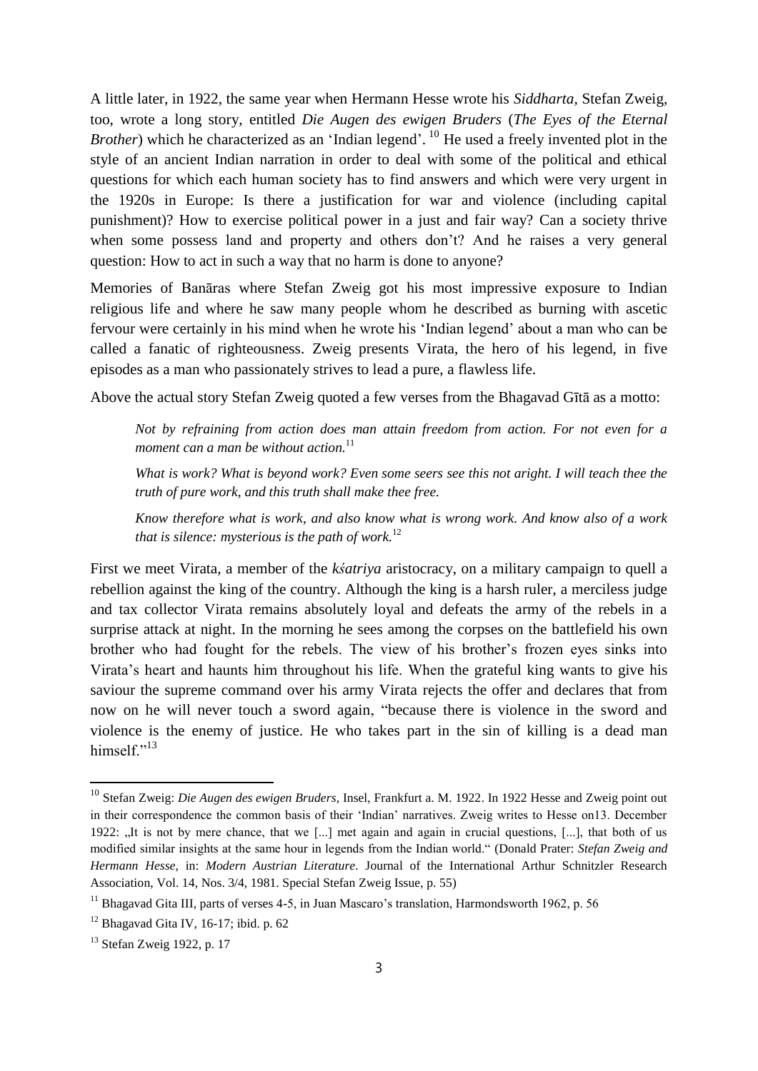A little later, in 1922, the same year when Hermann Hesse wrote his *Siddharta,* Stefan Zweig, too, wrote a long story, entitled *Die Augen des ewigen Bruders* (*The Eyes of the Eternal Brother*) which he characterized as an 'Indian legend'. [10] He used a freely invented plot in the style of an ancient Indian narration in order to deal with some of the political and ethical questions for which each human society has to find answers and which were very urgent in the 1920s in Europe: Is there a justification for war and violence (including capital punishment)? How to exercise political power in a just and fair way? Can a society thrive when some possess land and property and others don't? And he raises a very general question: How to act in such a way that no harm is done to anyone?

Memories of Banāras where Stefan Zweig got his most impressive exposure to Indian religious life and where he saw many people whom he described as burning with ascetic fervour were certainly in his mind when he wrote his 'Indian legend' about a man who can be called a fanatic of righteousness. Zweig presents Virata, the hero of his legend, in five episodes as a man who passionately strives to lead a pure, a flawless life.

Above the actual story Stefan Zweig quoted a few verses from the Bhagavad Gītā as a motto:

> *Not by refraining from action does man attain freedom from action. For not even for a moment can a man be without action.*[11]
>
> *What is work? What is beyond work? Even some seers see this not aright. I will teach thee the truth of pure work, and this truth shall make thee free.*
>
> *Know therefore what is work, and also know what is wrong work. And know also of a work that is silence: mysterious is the path of work.*[12]

First we meet Virata, a member of the *kśatriya* aristocracy, on a military campaign to quell a rebellion against the king of the country. Although the king is a harsh ruler, a merciless judge and tax collector Virata remains absolutely loyal and defeats the army of the rebels in a surprise attack at night. In the morning he sees among the corpses on the battlefield his own brother who had fought for the rebels. The view of his brother's frozen eyes sinks into Virata's heart and haunts him throughout his life. When the grateful king wants to give his saviour the supreme command over his army Virata rejects the offer and declares that from now on he will never touch a sword again, "because there is violence in the sword and violence is the enemy of justice. He who takes part in the sin of killing is a dead man himself."[13]

---

[10] Stefan Zweig: *Die Augen des ewigen Bruders*, Insel, Frankfurt a. M. 1922. In 1922 Hesse and Zweig point out in their correspondence the common basis of their 'Indian' narratives. Zweig writes to Hesse on13. December 1922: „It is not by mere chance, that we [...] met again and again in crucial questions, [...], that both of us modified similar insights at the same hour in legends from the Indian world." (Donald Prater: *Stefan Zweig and Hermann Hesse*, in: *Modern Austrian Literature*. Journal of the International Arthur Schnitzler Research Association, Vol. 14, Nos. 3/4, 1981. Special Stefan Zweig Issue, p. 55)

[11] Bhagavad Gita III, parts of verses 4-5, in Juan Mascaro's translation, Harmondsworth 1962, p. 56

[12] Bhagavad Gita IV, 16-17; ibid. p. 62

[13] Stefan Zweig 1922, p. 17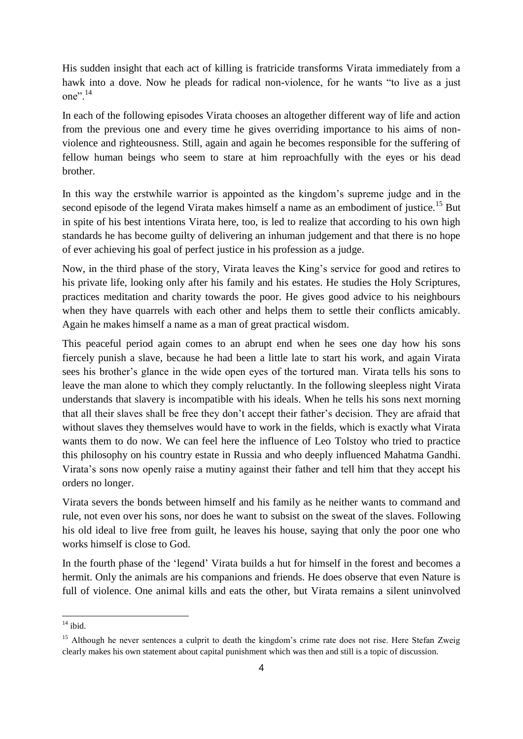His sudden insight that each act of killing is fratricide transforms Virata immediately from a hawk into a dove. Now he pleads for radical non-violence, for he wants "to live as a just one".[14]

In each of the following episodes Virata chooses an altogether different way of life and action from the previous one and every time he gives overriding importance to his aims of non-violence and righteousness. Still, again and again he becomes responsible for the suffering of fellow human beings who seem to stare at him reproachfully with the eyes or his dead brother.

In this way the erstwhile warrior is appointed as the kingdom's supreme judge and in the second episode of the legend Virata makes himself a name as an embodiment of justice.[15] But in spite of his best intentions Virata here, too, is led to realize that according to his own high standards he has become guilty of delivering an inhuman judgement and that there is no hope of ever achieving his goal of perfect justice in his profession as a judge.

Now, in the third phase of the story, Virata leaves the King's service for good and retires to his private life, looking only after his family and his estates. He studies the Holy Scriptures, practices meditation and charity towards the poor. He gives good advice to his neighbours when they have quarrels with each other and helps them to settle their conflicts amicably. Again he makes himself a name as a man of great practical wisdom.

This peaceful period again comes to an abrupt end when he sees one day how his sons fiercely punish a slave, because he had been a little late to start his work, and again Virata sees his brother's glance in the wide open eyes of the tortured man. Virata tells his sons to leave the man alone to which they comply reluctantly. In the following sleepless night Virata understands that slavery is incompatible with his ideals. When he tells his sons next morning that all their slaves shall be free they don't accept their father's decision. They are afraid that without slaves they themselves would have to work in the fields, which is exactly what Virata wants them to do now. We can feel here the influence of Leo Tolstoy who tried to practice this philosophy on his country estate in Russia and who deeply influenced Mahatma Gandhi. Virata's sons now openly raise a mutiny against their father and tell him that they accept his orders no longer.

Virata severs the bonds between himself and his family as he neither wants to command and rule, not even over his sons, nor does he want to subsist on the sweat of the slaves. Following his old ideal to live free from guilt, he leaves his house, saying that only the poor one who works himself is close to God.

In the fourth phase of the 'legend' Virata builds a hut for himself in the forest and becomes a hermit. Only the animals are his companions and friends. He does observe that even Nature is full of violence. One animal kills and eats the other, but Virata remains a silent uninvolved

---

[14] ibid.

[15] Although he never sentences a culprit to death the kingdom's crime rate does not rise. Here Stefan Zweig clearly makes his own statement about capital punishment which was then and still is a topic of discussion.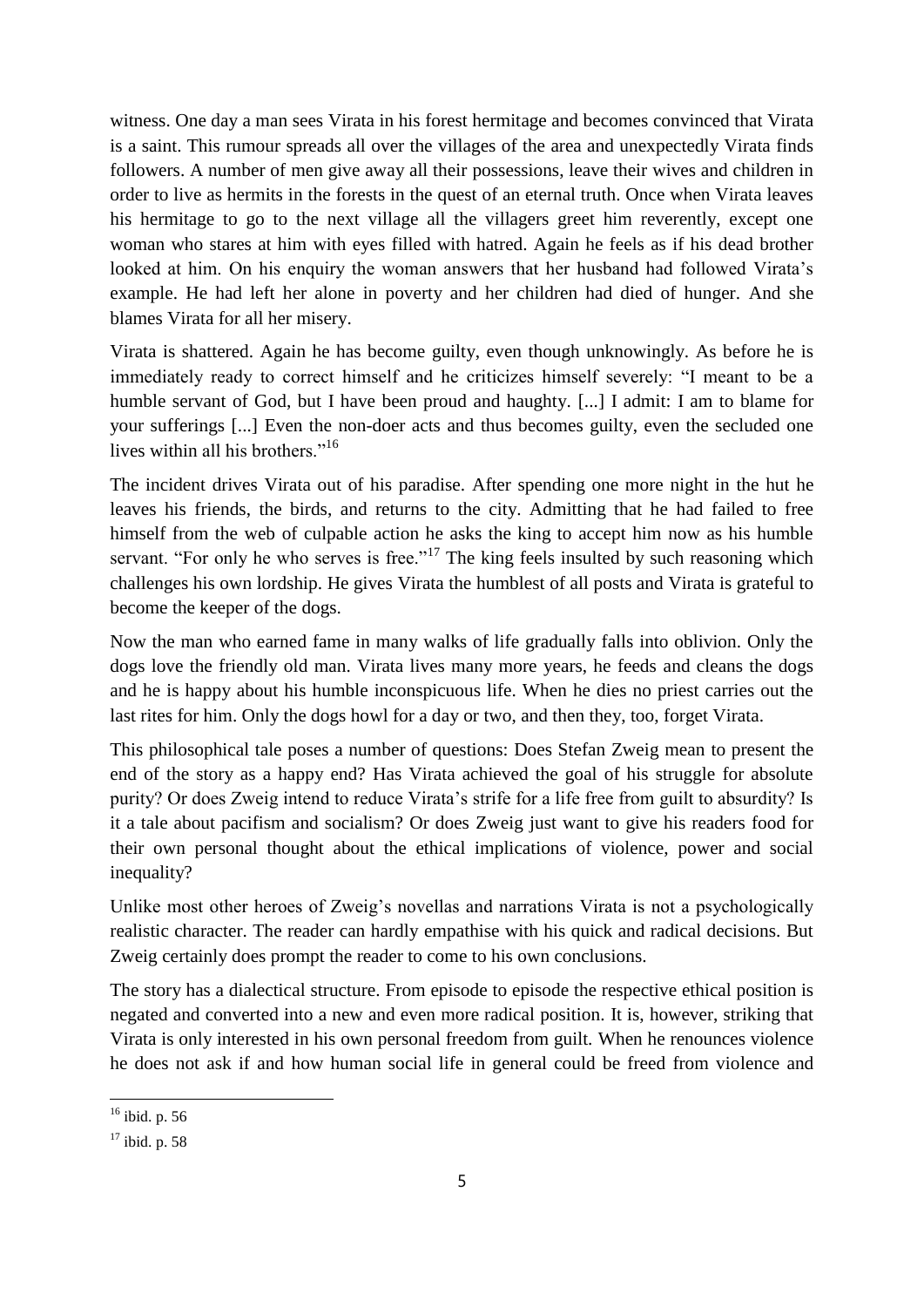witness. One day a man sees Virata in his forest hermitage and becomes convinced that Virata is a saint. This rumour spreads all over the villages of the area and unexpectedly Virata finds followers. A number of men give away all their possessions, leave their wives and children in order to live as hermits in the forests in the quest of an eternal truth. Once when Virata leaves his hermitage to go to the next village all the villagers greet him reverently, except one woman who stares at him with eyes filled with hatred. Again he feels as if his dead brother looked at him. On his enquiry the woman answers that her husband had followed Virata's example. He had left her alone in poverty and her children had died of hunger. And she blames Virata for all her misery.

Virata is shattered. Again he has become guilty, even though unknowingly. As before he is immediately ready to correct himself and he criticizes himself severely: "I meant to be a humble servant of God, but I have been proud and haughty. [...] I admit: I am to blame for your sufferings [...] Even the non-doer acts and thus becomes guilty, even the secluded one lives within all his brothers."[16]

The incident drives Virata out of his paradise. After spending one more night in the hut he leaves his friends, the birds, and returns to the city. Admitting that he had failed to free himself from the web of culpable action he asks the king to accept him now as his humble servant. "For only he who serves is free."[17] The king feels insulted by such reasoning which challenges his own lordship. He gives Virata the humblest of all posts and Virata is grateful to become the keeper of the dogs.

Now the man who earned fame in many walks of life gradually falls into oblivion. Only the dogs love the friendly old man. Virata lives many more years, he feeds and cleans the dogs and he is happy about his humble inconspicuous life. When he dies no priest carries out the last rites for him. Only the dogs howl for a day or two, and then they, too, forget Virata.

This philosophical tale poses a number of questions: Does Stefan Zweig mean to present the end of the story as a happy end? Has Virata achieved the goal of his struggle for absolute purity? Or does Zweig intend to reduce Virata's strife for a life free from guilt to absurdity? Is it a tale about pacifism and socialism? Or does Zweig just want to give his readers food for their own personal thought about the ethical implications of violence, power and social inequality?

Unlike most other heroes of Zweig's novellas and narrations Virata is not a psychologically realistic character. The reader can hardly empathise with his quick and radical decisions. But Zweig certainly does prompt the reader to come to his own conclusions.

The story has a dialectical structure. From episode to episode the respective ethical position is negated and converted into a new and even more radical position. It is, however, striking that Virata is only interested in his own personal freedom from guilt. When he renounces violence he does not ask if and how human social life in general could be freed from violence and

---

[16] ibid. p. 56

[17] ibid. p. 58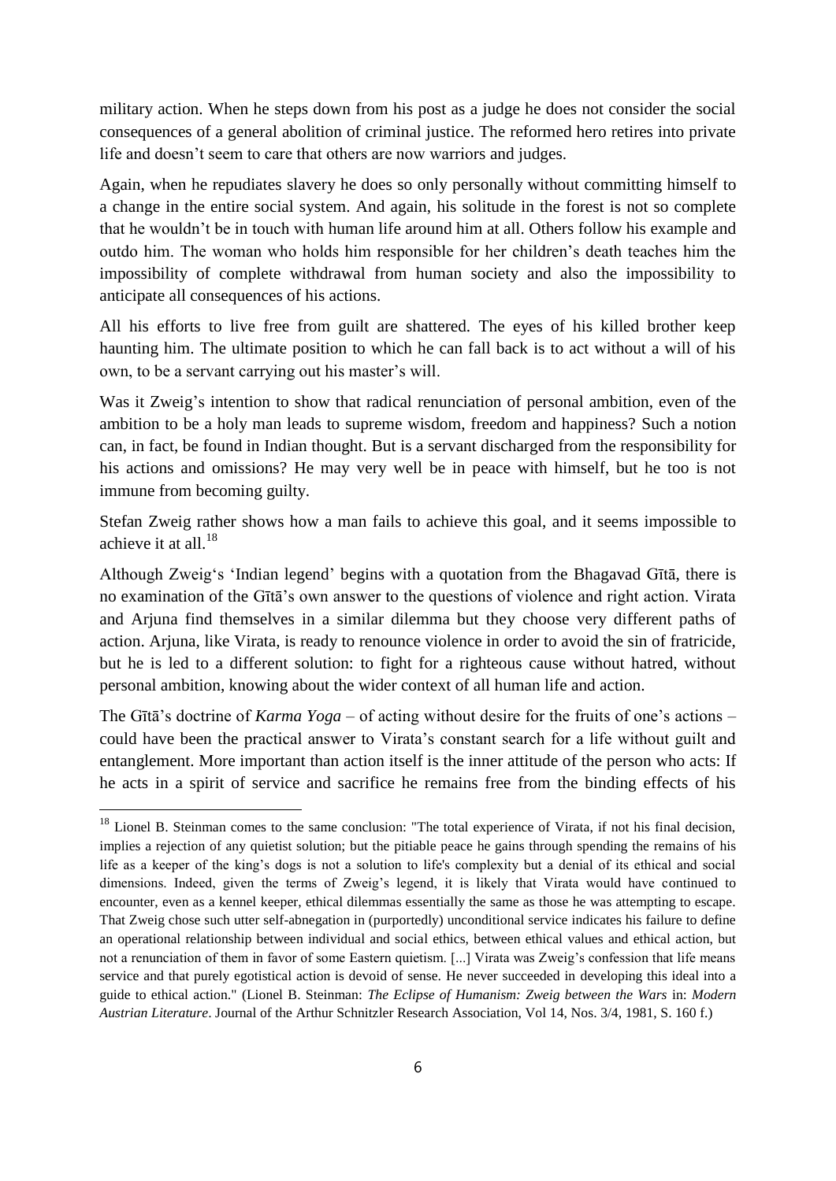military action. When he steps down from his post as a judge he does not consider the social consequences of a general abolition of criminal justice. The reformed hero retires into private life and doesn't seem to care that others are now warriors and judges.

Again, when he repudiates slavery he does so only personally without committing himself to a change in the entire social system. And again, his solitude in the forest is not so complete that he wouldn't be in touch with human life around him at all. Others follow his example and outdo him. The woman who holds him responsible for her children's death teaches him the impossibility of complete withdrawal from human society and also the impossibility to anticipate all consequences of his actions.

All his efforts to live free from guilt are shattered. The eyes of his killed brother keep haunting him. The ultimate position to which he can fall back is to act without a will of his own, to be a servant carrying out his master's will.

Was it Zweig's intention to show that radical renunciation of personal ambition, even of the ambition to be a holy man leads to supreme wisdom, freedom and happiness? Such a notion can, in fact, be found in Indian thought. But is a servant discharged from the responsibility for his actions and omissions? He may very well be in peace with himself, but he too is not immune from becoming guilty.

Stefan Zweig rather shows how a man fails to achieve this goal, and it seems impossible to achieve it at all.[18]

Although Zweig's 'Indian legend' begins with a quotation from the Bhagavad Gītā, there is no examination of the Gītā's own answer to the questions of violence and right action. Virata and Arjuna find themselves in a similar dilemma but they choose very different paths of action. Arjuna, like Virata, is ready to renounce violence in order to avoid the sin of fratricide, but he is led to a different solution: to fight for a righteous cause without hatred, without personal ambition, knowing about the wider context of all human life and action.

The Gītā's doctrine of *Karma Yoga* – of acting without desire for the fruits of one's actions – could have been the practical answer to Virata's constant search for a life without guilt and entanglement. More important than action itself is the inner attitude of the person who acts: If he acts in a spirit of service and sacrifice he remains free from the binding effects of his

---

[18] Lionel B. Steinman comes to the same conclusion: "The total experience of Virata, if not his final decision, implies a rejection of any quietist solution; but the pitiable peace he gains through spending the remains of his life as a keeper of the king's dogs is not a solution to life's complexity but a denial of its ethical and social dimensions. Indeed, given the terms of Zweig's legend, it is likely that Virata would have continued to encounter, even as a kennel keeper, ethical dilemmas essentially the same as those he was attempting to escape. That Zweig chose such utter self-abnegation in (purportedly) unconditional service indicates his failure to define an operational relationship between individual and social ethics, between ethical values and ethical action, but not a renunciation of them in favor of some Eastern quietism. [...] Virata was Zweig's confession that life means service and that purely egotistical action is devoid of sense. He never succeeded in developing this ideal into a guide to ethical action." (Lionel B. Steinman: *The Eclipse of Humanism: Zweig between the Wars* in: *Modern Austrian Literature*. Journal of the Arthur Schnitzler Research Association, Vol 14, Nos. 3/4, 1981, S. 160 f.)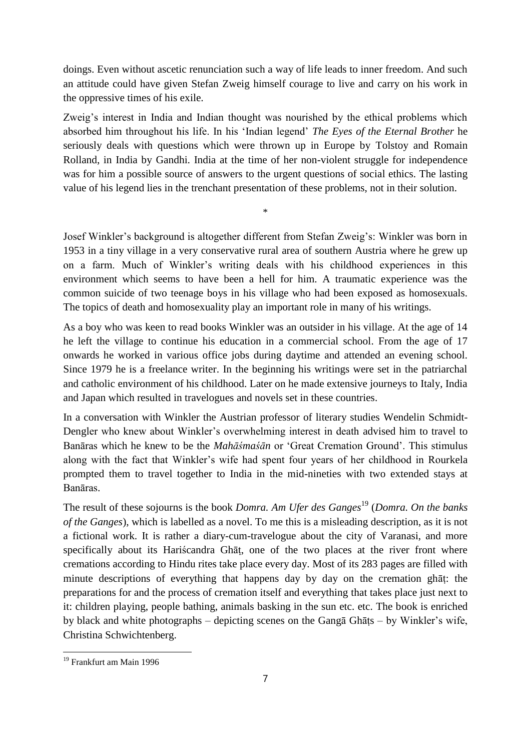doings. Even without ascetic renunciation such a way of life leads to inner freedom. And such an attitude could have given Stefan Zweig himself courage to live and carry on his work in the oppressive times of his exile.

Zweig's interest in India and Indian thought was nourished by the ethical problems which absorbed him throughout his life. In his 'Indian legend' *The Eyes of the Eternal Brother* he seriously deals with questions which were thrown up in Europe by Tolstoy and Romain Rolland, in India by Gandhi. India at the time of her non-violent struggle for independence was for him a possible source of answers to the urgent questions of social ethics. The lasting value of his legend lies in the trenchant presentation of these problems, not in their solution.

*

Josef Winkler's background is altogether different from Stefan Zweig's: Winkler was born in 1953 in a tiny village in a very conservative rural area of southern Austria where he grew up on a farm. Much of Winkler's writing deals with his childhood experiences in this environment which seems to have been a hell for him. A traumatic experience was the common suicide of two teenage boys in his village who had been exposed as homosexuals. The topics of death and homosexuality play an important role in many of his writings.

As a boy who was keen to read books Winkler was an outsider in his village. At the age of 14 he left the village to continue his education in a commercial school. From the age of 17 onwards he worked in various office jobs during daytime and attended an evening school. Since 1979 he is a freelance writer. In the beginning his writings were set in the patriarchal and catholic environment of his childhood. Later on he made extensive journeys to Italy, India and Japan which resulted in travelogues and novels set in these countries.

In a conversation with Winkler the Austrian professor of literary studies Wendelin Schmidt-Dengler who knew about Winkler's overwhelming interest in death advised him to travel to Banāras which he knew to be the *Mahāśmaśān* or 'Great Cremation Ground'. This stimulus along with the fact that Winkler's wife had spent four years of her childhood in Rourkela prompted them to travel together to India in the mid-nineties with two extended stays at Banāras.

The result of these sojourns is the book *Domra. Am Ufer des Ganges*[19] (*Domra. On the banks of the Ganges*), which is labelled as a novel. To me this is a misleading description, as it is not a fictional work. It is rather a diary-cum-travelogue about the city of Varanasi, and more specifically about its Hariścandra Ghāṭ, one of the two places at the river front where cremations according to Hindu rites take place every day. Most of its 283 pages are filled with minute descriptions of everything that happens day by day on the cremation ghāṭ: the preparations for and the process of cremation itself and everything that takes place just next to it: children playing, people bathing, animals basking in the sun etc. etc. The book is enriched by black and white photographs – depicting scenes on the Gangā Ghāṭs – by Winkler's wife, Christina Schwichtenberg.

[19] Frankfurt am Main 1996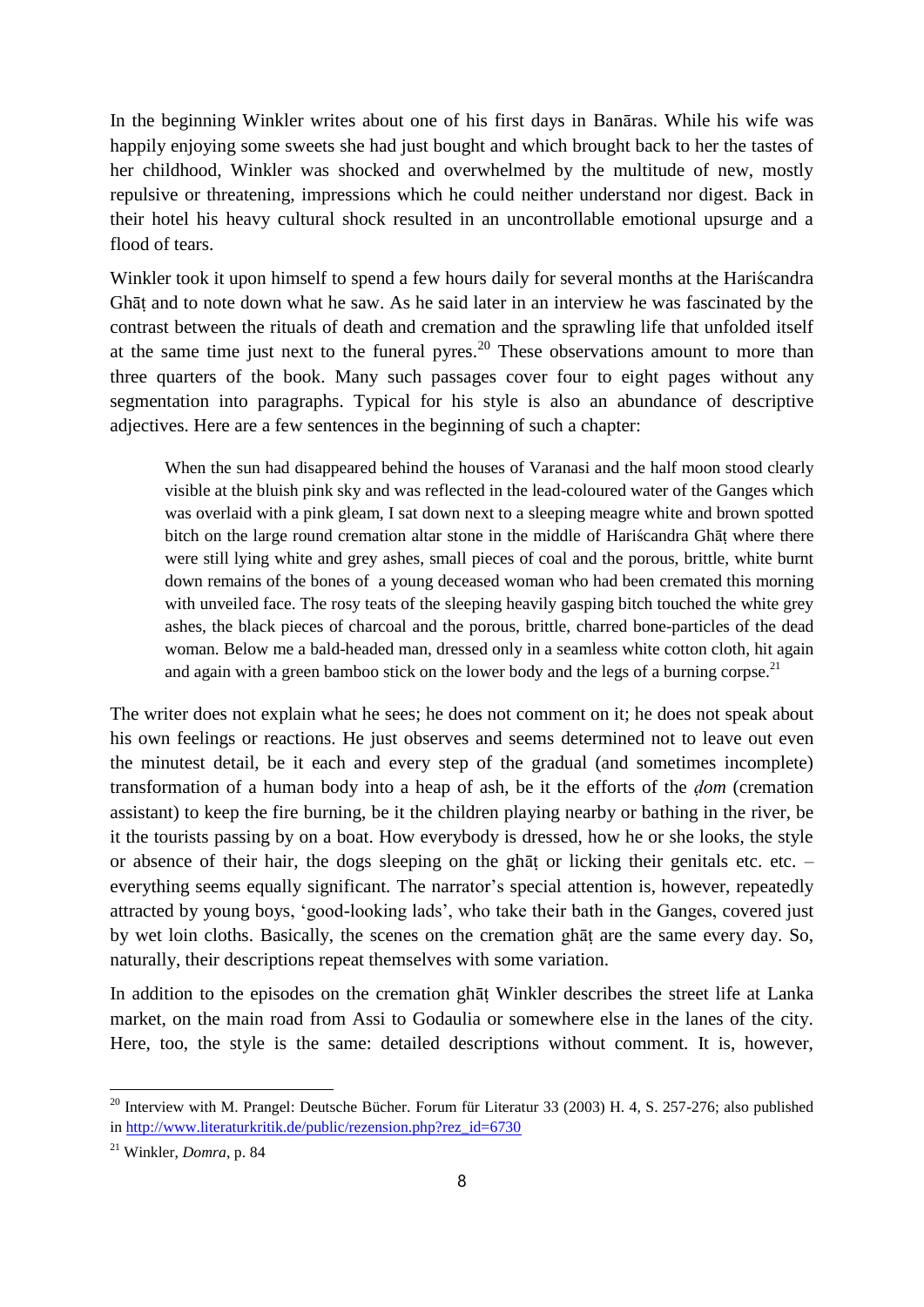In the beginning Winkler writes about one of his first days in Banāras. While his wife was happily enjoying some sweets she had just bought and which brought back to her the tastes of her childhood, Winkler was shocked and overwhelmed by the multitude of new, mostly repulsive or threatening, impressions which he could neither understand nor digest. Back in their hotel his heavy cultural shock resulted in an uncontrollable emotional upsurge and a flood of tears.

Winkler took it upon himself to spend a few hours daily for several months at the Hariścandra Ghāṭ and to note down what he saw. As he said later in an interview he was fascinated by the contrast between the rituals of death and cremation and the sprawling life that unfolded itself at the same time just next to the funeral pyres.[20] These observations amount to more than three quarters of the book. Many such passages cover four to eight pages without any segmentation into paragraphs. Typical for his style is also an abundance of descriptive adjectives. Here are a few sentences in the beginning of such a chapter:

> When the sun had disappeared behind the houses of Varanasi and the half moon stood clearly visible at the bluish pink sky and was reflected in the lead-coloured water of the Ganges which was overlaid with a pink gleam, I sat down next to a sleeping meagre white and brown spotted bitch on the large round cremation altar stone in the middle of Hariścandra Ghāṭ where there were still lying white and grey ashes, small pieces of coal and the porous, brittle, white burnt down remains of the bones of a young deceased woman who had been cremated this morning with unveiled face. The rosy teats of the sleeping heavily gasping bitch touched the white grey ashes, the black pieces of charcoal and the porous, brittle, charred bone-particles of the dead woman. Below me a bald-headed man, dressed only in a seamless white cotton cloth, hit again and again with a green bamboo stick on the lower body and the legs of a burning corpse.[21]

The writer does not explain what he sees; he does not comment on it; he does not speak about his own feelings or reactions. He just observes and seems determined not to leave out even the minutest detail, be it each and every step of the gradual (and sometimes incomplete) transformation of a human body into a heap of ash, be it the efforts of the *ḍom* (cremation assistant) to keep the fire burning, be it the children playing nearby or bathing in the river, be it the tourists passing by on a boat. How everybody is dressed, how he or she looks, the style or absence of their hair, the dogs sleeping on the ghāṭ or licking their genitals etc. etc. – everything seems equally significant. The narrator's special attention is, however, repeatedly attracted by young boys, 'good-looking lads', who take their bath in the Ganges, covered just by wet loin cloths. Basically, the scenes on the cremation ghāṭ are the same every day. So, naturally, their descriptions repeat themselves with some variation.

In addition to the episodes on the cremation ghāṭ Winkler describes the street life at Lanka market, on the main road from Assi to Godaulia or somewhere else in the lanes of the city. Here, too, the style is the same: detailed descriptions without comment. It is, however,

---

[20] Interview with M. Prangel: Deutsche Bücher. Forum für Literatur 33 (2003) H. 4, S. 257-276; also published in http://www.literaturkritik.de/public/rezension.php?rez_id=6730

[21] Winkler, *Domra*, p. 84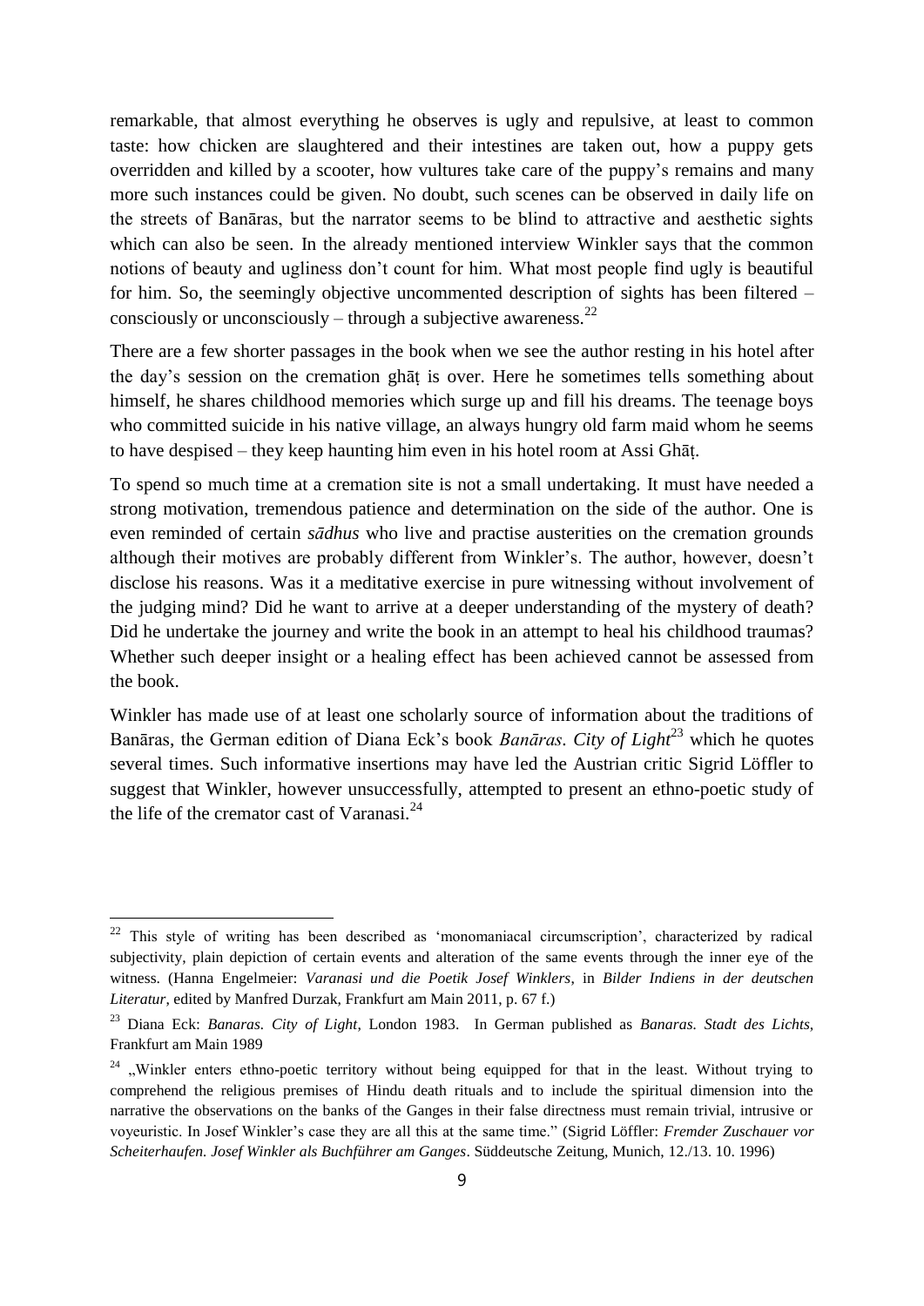remarkable, that almost everything he observes is ugly and repulsive, at least to common taste: how chicken are slaughtered and their intestines are taken out, how a puppy gets overridden and killed by a scooter, how vultures take care of the puppy's remains and many more such instances could be given. No doubt, such scenes can be observed in daily life on the streets of Banāras, but the narrator seems to be blind to attractive and aesthetic sights which can also be seen. In the already mentioned interview Winkler says that the common notions of beauty and ugliness don't count for him. What most people find ugly is beautiful for him. So, the seemingly objective uncommented description of sights has been filtered – consciously or unconsciously – through a subjective awareness.[22]

There are a few shorter passages in the book when we see the author resting in his hotel after the day's session on the cremation ghāṭ is over. Here he sometimes tells something about himself, he shares childhood memories which surge up and fill his dreams. The teenage boys who committed suicide in his native village, an always hungry old farm maid whom he seems to have despised – they keep haunting him even in his hotel room at Assi Ghāṭ.

To spend so much time at a cremation site is not a small undertaking. It must have needed a strong motivation, tremendous patience and determination on the side of the author. One is even reminded of certain *sādhus* who live and practise austerities on the cremation grounds although their motives are probably different from Winkler's. The author, however, doesn't disclose his reasons. Was it a meditative exercise in pure witnessing without involvement of the judging mind? Did he want to arrive at a deeper understanding of the mystery of death? Did he undertake the journey and write the book in an attempt to heal his childhood traumas? Whether such deeper insight or a healing effect has been achieved cannot be assessed from the book.

Winkler has made use of at least one scholarly source of information about the traditions of Banāras, the German edition of Diana Eck's book *Banāras. City of Light*[23] which he quotes several times. Such informative insertions may have led the Austrian critic Sigrid Löffler to suggest that Winkler, however unsuccessfully, attempted to present an ethno-poetic study of the life of the cremator cast of Varanasi.[24]

---

[22] This style of writing has been described as 'monomaniacal circumscription', characterized by radical subjectivity, plain depiction of certain events and alteration of the same events through the inner eye of the witness. (Hanna Engelmeier: *Varanasi und die Poetik Josef Winklers*, in *Bilder Indiens in der deutschen Literatur*, edited by Manfred Durzak, Frankfurt am Main 2011, p. 67 f.)

[23] Diana Eck: *Banaras. City of Light*, London 1983. In German published as *Banaras. Stadt des Lichts*, Frankfurt am Main 1989

[24] „Winkler enters ethno-poetic territory without being equipped for that in the least. Without trying to comprehend the religious premises of Hindu death rituals and to include the spiritual dimension into the narrative the observations on the banks of the Ganges in their false directness must remain trivial, intrusive or voyeuristic. In Josef Winkler's case they are all this at the same time." (Sigrid Löffler: *Fremder Zuschauer vor Scheiterhaufen. Josef Winkler als Buchführer am Ganges*. Süddeutsche Zeitung, Munich, 12./13. 10. 1996)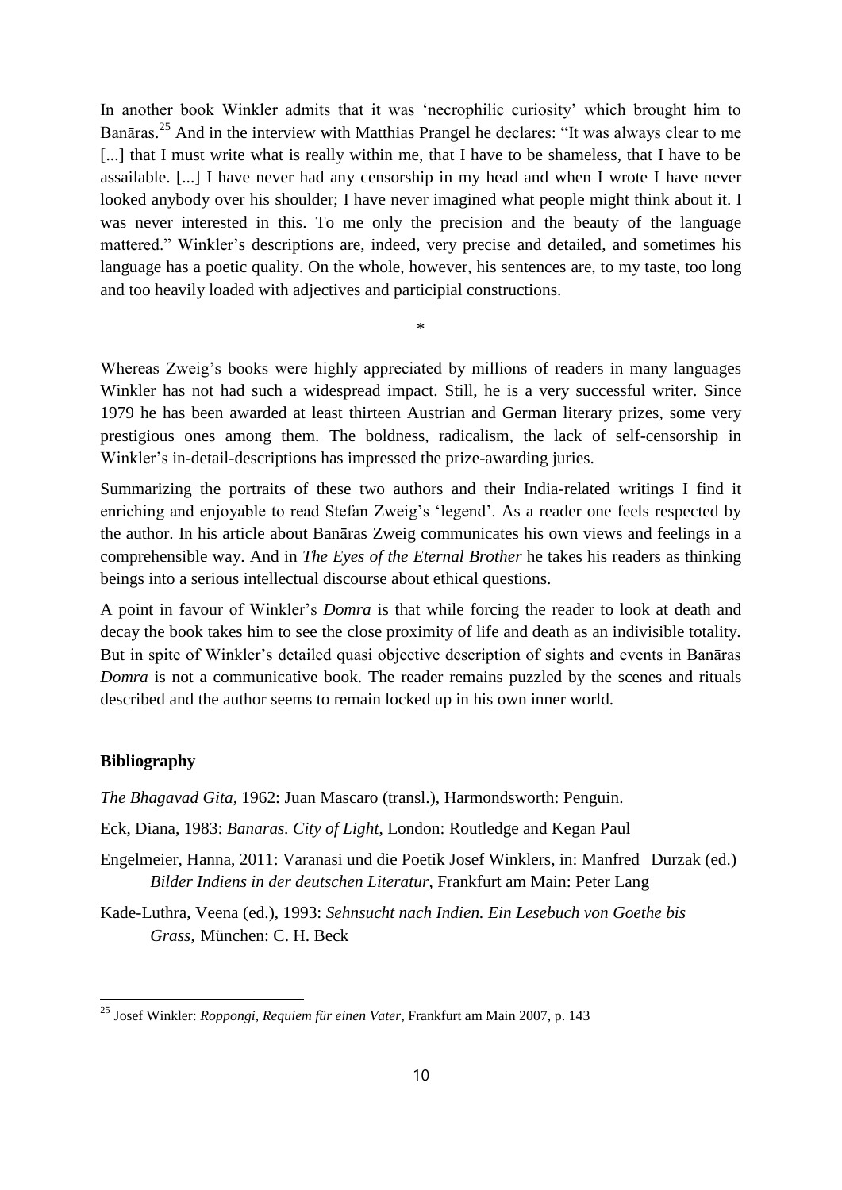In another book Winkler admits that it was 'necrophilic curiosity' which brought him to Banāras.[25] And in the interview with Matthias Prangel he declares: "It was always clear to me [...] that I must write what is really within me, that I have to be shameless, that I have to be assailable. [...] I have never had any censorship in my head and when I wrote I have never looked anybody over his shoulder; I have never imagined what people might think about it. I was never interested in this. To me only the precision and the beauty of the language mattered." Winkler's descriptions are, indeed, very precise and detailed, and sometimes his language has a poetic quality. On the whole, however, his sentences are, to my taste, too long and too heavily loaded with adjectives and participial constructions.

*

Whereas Zweig's books were highly appreciated by millions of readers in many languages Winkler has not had such a widespread impact. Still, he is a very successful writer. Since 1979 he has been awarded at least thirteen Austrian and German literary prizes, some very prestigious ones among them. The boldness, radicalism, the lack of self-censorship in Winkler's in-detail-descriptions has impressed the prize-awarding juries.

Summarizing the portraits of these two authors and their India-related writings I find it enriching and enjoyable to read Stefan Zweig's 'legend'. As a reader one feels respected by the author. In his article about Banāras Zweig communicates his own views and feelings in a comprehensible way. And in *The Eyes of the Eternal Brother* he takes his readers as thinking beings into a serious intellectual discourse about ethical questions.

A point in favour of Winkler's *Domra* is that while forcing the reader to look at death and decay the book takes him to see the close proximity of life and death as an indivisible totality. But in spite of Winkler's detailed quasi objective description of sights and events in Banāras *Domra* is not a communicative book. The reader remains puzzled by the scenes and rituals described and the author seems to remain locked up in his own inner world.

## Bibliography

*The Bhagavad Gita*, 1962: Juan Mascaro (transl.), Harmondsworth: Penguin.

Eck, Diana, 1983: *Banaras. City of Light*, London: Routledge and Kegan Paul

Engelmeier, Hanna, 2011: Varanasi und die Poetik Josef Winklers, in: Manfred Durzak (ed.) *Bilder Indiens in der deutschen Literatur*, Frankfurt am Main: Peter Lang

Kade-Luthra, Veena (ed.), 1993: *Sehnsucht nach Indien. Ein Lesebuch von Goethe bis Grass*, München: C. H. Beck

---

[25] Josef Winkler: *Roppongi, Requiem für einen Vater*, Frankfurt am Main 2007, p. 143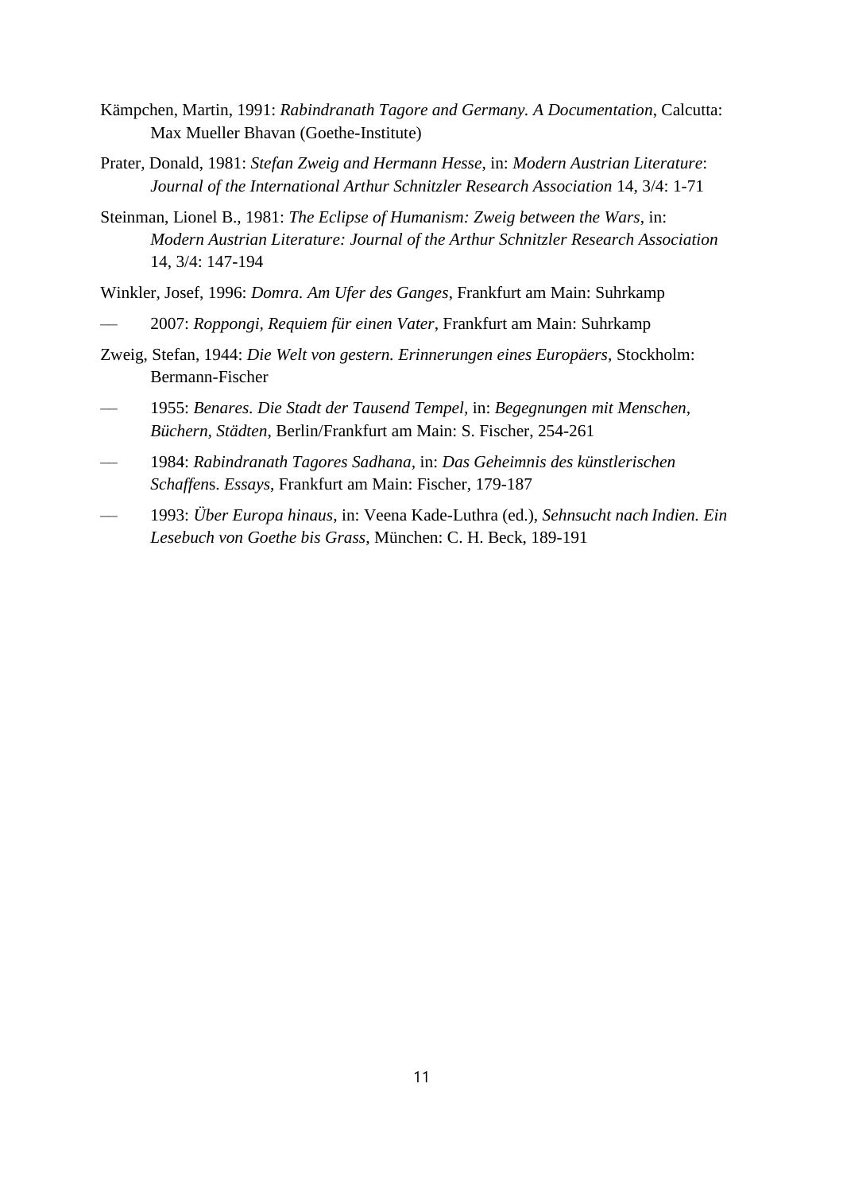Kämpchen, Martin, 1991: *Rabindranath Tagore and Germany. A Documentation*, Calcutta: Max Mueller Bhavan (Goethe-Institute)

Prater, Donald, 1981: *Stefan Zweig and Hermann Hesse*, in: *Modern Austrian Literature*: *Journal of the International Arthur Schnitzler Research Association* 14, 3/4: 1-71

Steinman, Lionel B., 1981: *The Eclipse of Humanism: Zweig between the Wars*, in: *Modern Austrian Literature: Journal of the Arthur Schnitzler Research Association* 14, 3/4: 147-194

Winkler, Josef, 1996: *Domra. Am Ufer des Ganges*, Frankfurt am Main: Suhrkamp

— 2007: *Roppongi, Requiem für einen Vater*, Frankfurt am Main: Suhrkamp

Zweig, Stefan, 1944: *Die Welt von gestern. Erinnerungen eines Europäers*, Stockholm: Bermann-Fischer

— 1955: *Benares. Die Stadt der Tausend Tempel*, in: *Begegnungen mit Menschen, Büchern, Städten*, Berlin/Frankfurt am Main: S. Fischer, 254-261

— 1984: *Rabindranath Tagores Sadhana*, in: *Das Geheimnis des künstlerischen Schaffens. Essays*, Frankfurt am Main: Fischer, 179-187

— 1993: *Über Europa hinaus*, in: Veena Kade-Luthra (ed.), *Sehnsucht nach Indien. Ein Lesebuch von Goethe bis Grass*, München: C. H. Beck, 189-191